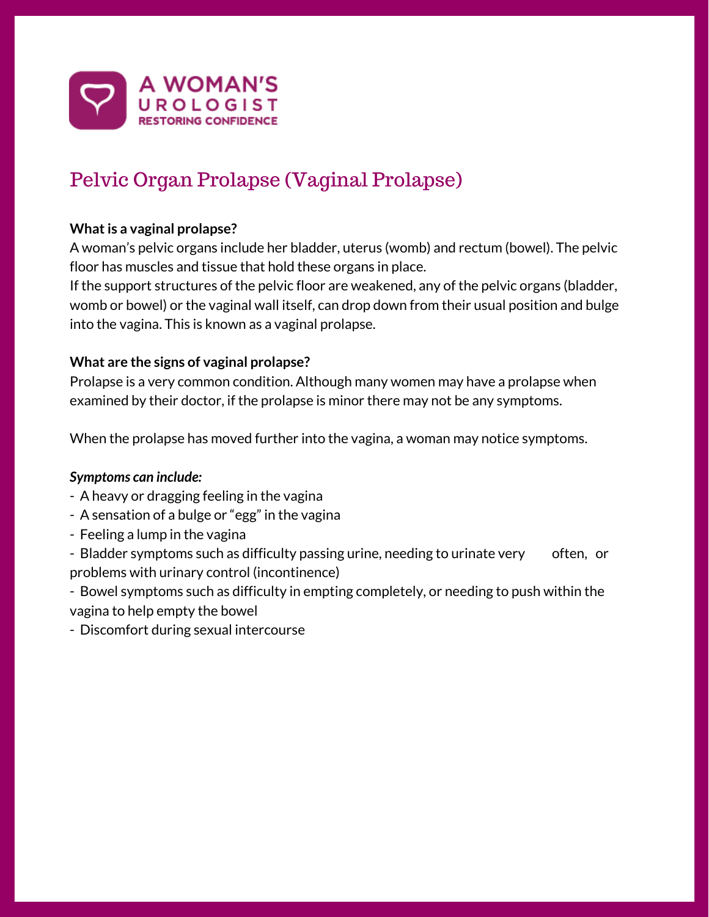A WOMAN'S UROLOGIST
RESTORING CONFIDENCE

# Pelvic Organ Prolapse (Vaginal Prolapse)

**What is a vaginal prolapse?**

A woman's pelvic organs include her bladder, uterus (womb) and rectum (bowel). The pelvic floor has muscles and tissue that hold these organs in place.

If the support structures of the pelvic floor are weakened, any of the pelvic organs (bladder, womb or bowel) or the vaginal wall itself, can drop down from their usual position and bulge into the vagina. This is known as a vaginal prolapse.

**What are the signs of vaginal prolapse?**

Prolapse is a very common condition. Although many women may have a prolapse when examined by their doctor, if the prolapse is minor there may not be any symptoms.

When the prolapse has moved further into the vagina, a woman may notice symptoms.

***Symptoms can include:***

- A heavy or dragging feeling in the vagina
- A sensation of a bulge or "egg" in the vagina
- Feeling a lump in the vagina
- Bladder symptoms such as difficulty passing urine, needing to urinate very often, or problems with urinary control (incontinence)
- Bowel symptoms such as difficulty in empting completely, or needing to push within the vagina to help empty the bowel
- Discomfort during sexual intercourse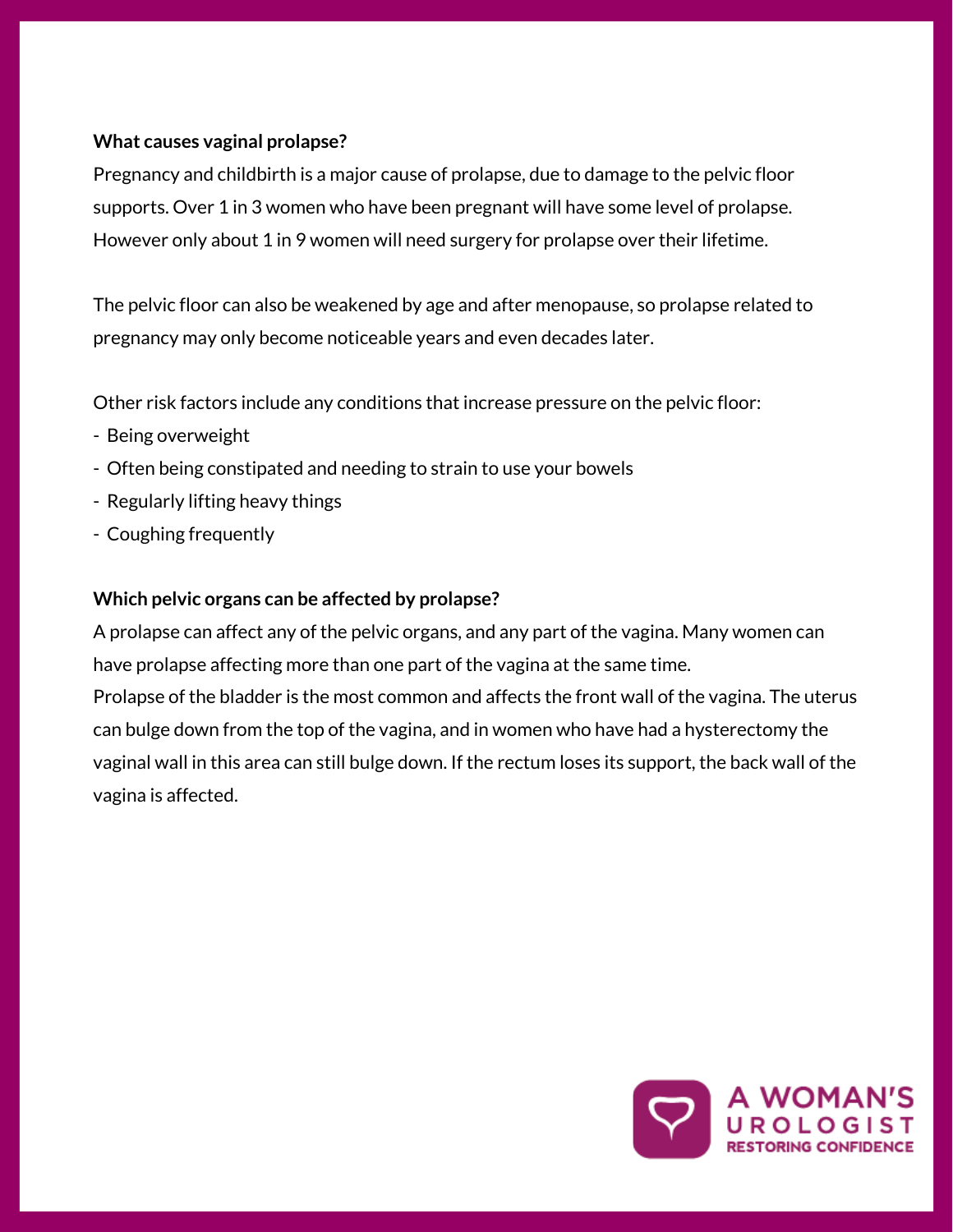**What causes vaginal prolapse?**

Pregnancy and childbirth is a major cause of prolapse, due to damage to the pelvic floor supports. Over 1 in 3 women who have been pregnant will have some level of prolapse. However only about 1 in 9 women will need surgery for prolapse over their lifetime.

The pelvic floor can also be weakened by age and after menopause, so prolapse related to pregnancy may only become noticeable years and even decades later.

Other risk factors include any conditions that increase pressure on the pelvic floor:

- Being overweight
- Often being constipated and needing to strain to use your bowels
- Regularly lifting heavy things
- Coughing frequently

**Which pelvic organs can be affected by prolapse?**

A prolapse can affect any of the pelvic organs, and any part of the vagina. Many women can have prolapse affecting more than one part of the vagina at the same time.
Prolapse of the bladder is the most common and affects the front wall of the vagina. The uterus can bulge down from the top of the vagina, and in women who have had a hysterectomy the vaginal wall in this area can still bulge down. If the rectum loses its support, the back wall of the vagina is affected.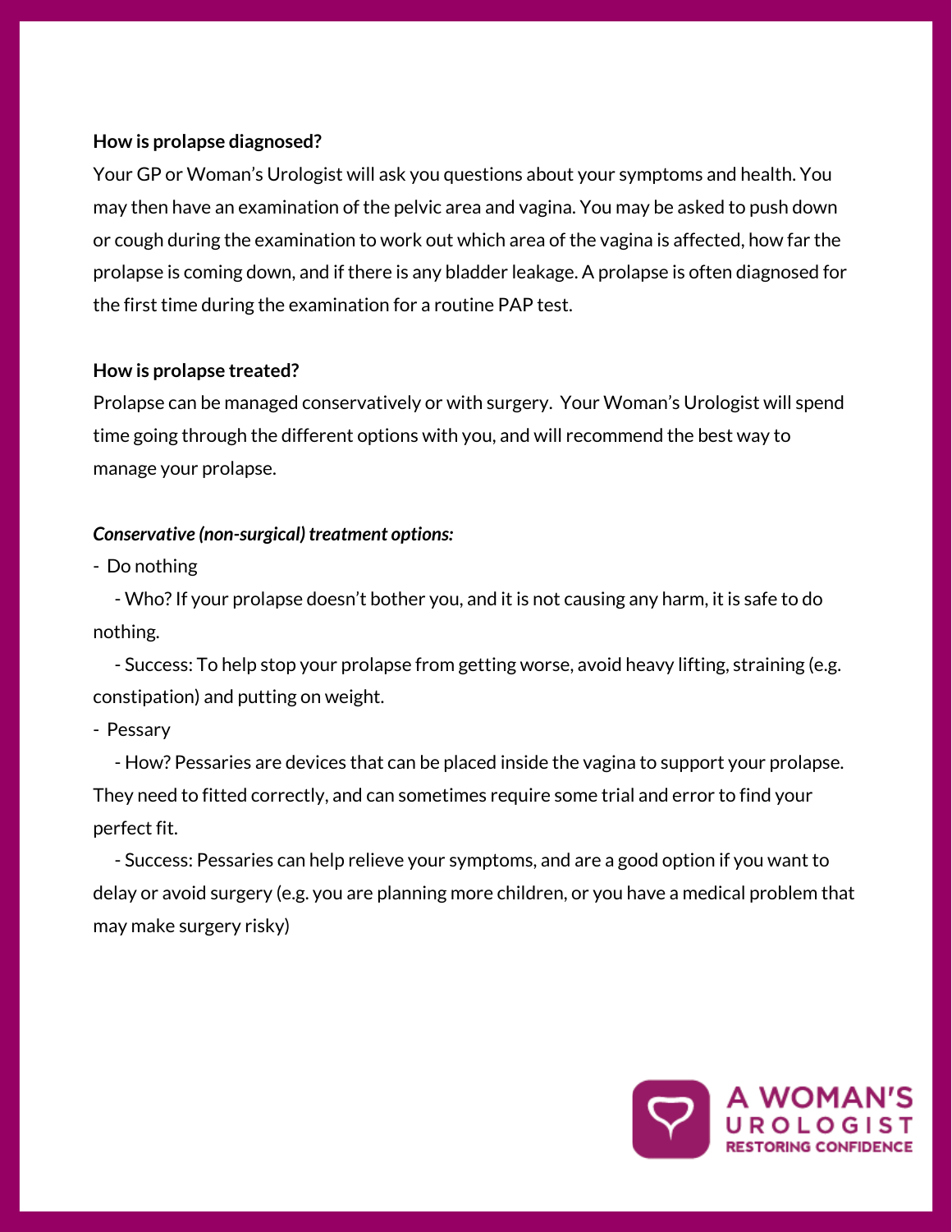**How is prolapse diagnosed?**

Your GP or Woman's Urologist will ask you questions about your symptoms and health. You may then have an examination of the pelvic area and vagina. You may be asked to push down or cough during the examination to work out which area of the vagina is affected, how far the prolapse is coming down, and if there is any bladder leakage. A prolapse is often diagnosed for the first time during the examination for a routine PAP test.

**How is prolapse treated?**

Prolapse can be managed conservatively or with surgery. Your Woman's Urologist will spend time going through the different options with you, and will recommend the best way to manage your prolapse.

***Conservative (non-surgical) treatment options:***

- Do nothing
  - Who? If your prolapse doesn't bother you, and it is not causing any harm, it is safe to do nothing.
  - Success: To help stop your prolapse from getting worse, avoid heavy lifting, straining (e.g. constipation) and putting on weight.
- Pessary
  - How? Pessaries are devices that can be placed inside the vagina to support your prolapse. They need to fitted correctly, and can sometimes require some trial and error to find your perfect fit.
  - Success: Pessaries can help relieve your symptoms, and are a good option if you want to delay or avoid surgery (e.g. you are planning more children, or you have a medical problem that may make surgery risky)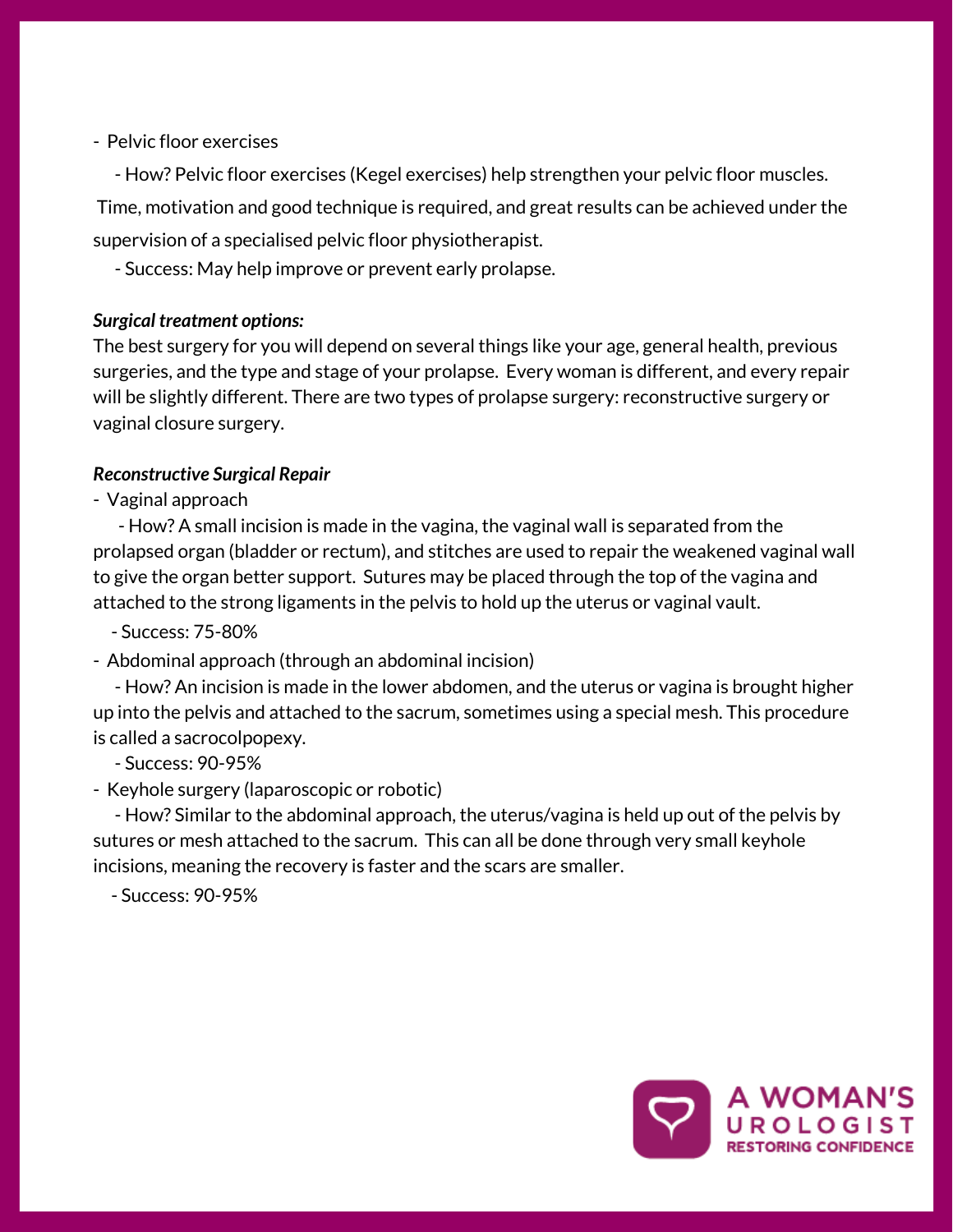- Pelvic floor exercises
  - How? Pelvic floor exercises (Kegel exercises) help strengthen your pelvic floor muscles. Time, motivation and good technique is required, and great results can be achieved under the supervision of a specialised pelvic floor physiotherapist.
  - Success: May help improve or prevent early prolapse.

***Surgical treatment options:***

The best surgery for you will depend on several things like your age, general health, previous surgeries, and the type and stage of your prolapse. Every woman is different, and every repair will be slightly different. There are two types of prolapse surgery: reconstructive surgery or vaginal closure surgery.

***Reconstructive Surgical Repair***

- Vaginal approach
  - How? A small incision is made in the vagina, the vaginal wall is separated from the prolapsed organ (bladder or rectum), and stitches are used to repair the weakened vaginal wall to give the organ better support. Sutures may be placed through the top of the vagina and attached to the strong ligaments in the pelvis to hold up the uterus or vaginal vault.
  - Success: 75-80%
- Abdominal approach (through an abdominal incision)
  - How? An incision is made in the lower abdomen, and the uterus or vagina is brought higher up into the pelvis and attached to the sacrum, sometimes using a special mesh. This procedure is called a sacrocolpopexy.
  - Success: 90-95%
- Keyhole surgery (laparoscopic or robotic)
  - How? Similar to the abdominal approach, the uterus/vagina is held up out of the pelvis by sutures or mesh attached to the sacrum. This can all be done through very small keyhole incisions, meaning the recovery is faster and the scars are smaller.
  - Success: 90-95%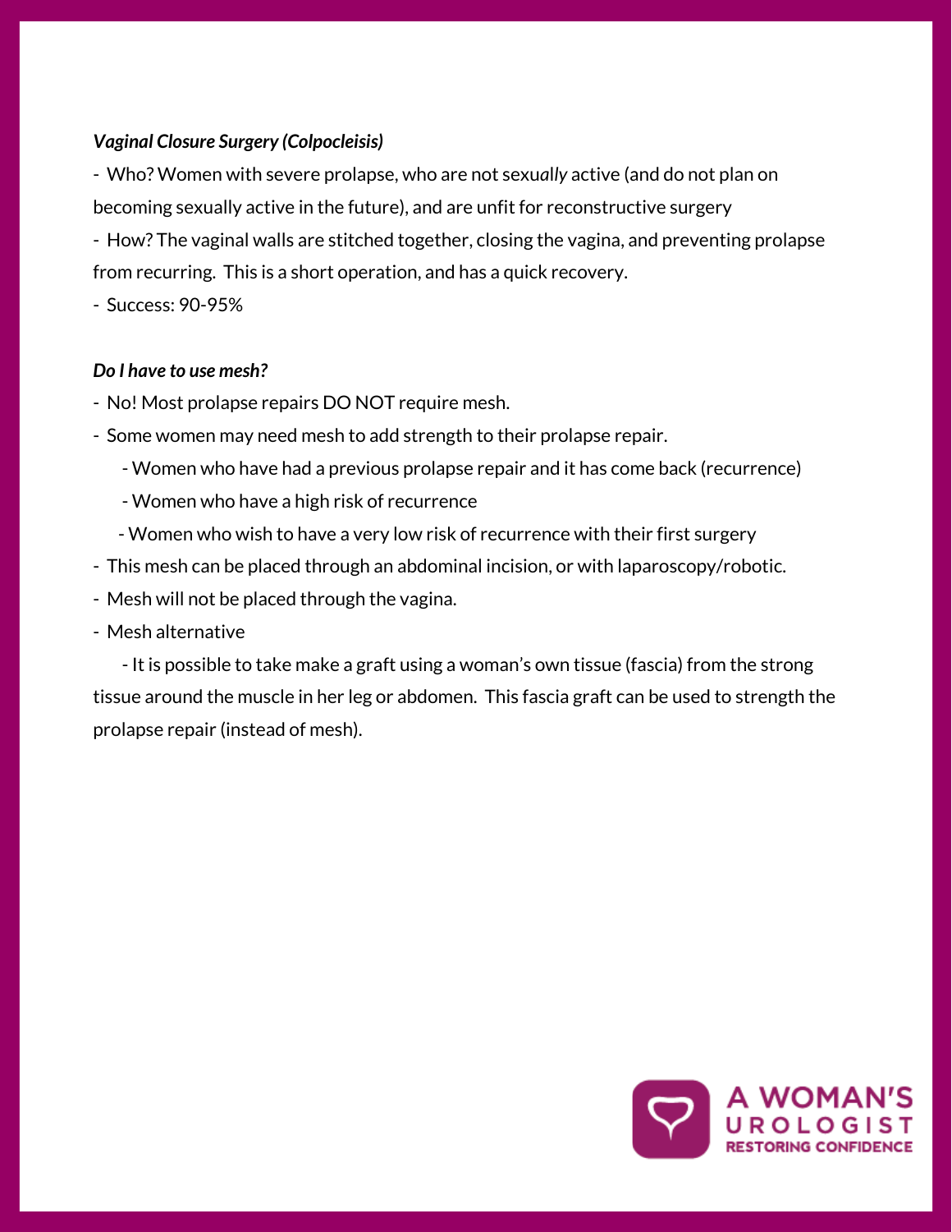*Vaginal Closure Surgery (Colpocleisis)*

- Who? Women with severe prolapse, who are not sexu*ally* active (and do not plan on becoming sexually active in the future), and are unfit for reconstructive surgery
- How? The vaginal walls are stitched together, closing the vagina, and preventing prolapse from recurring. This is a short operation, and has a quick recovery.
- Success: 90-95%

*Do I have to use mesh?*

- No! Most prolapse repairs DO NOT require mesh.
- Some women may need mesh to add strength to their prolapse repair.
  - Women who have had a previous prolapse repair and it has come back (recurrence)
  - Women who have a high risk of recurrence
  - Women who wish to have a very low risk of recurrence with their first surgery
- This mesh can be placed through an abdominal incision, or with laparoscopy/robotic.
- Mesh will not be placed through the vagina.
- Mesh alternative
  - It is possible to take make a graft using a woman's own tissue (fascia) from the strong tissue around the muscle in her leg or abdomen. This fascia graft can be used to strength the prolapse repair (instead of mesh).